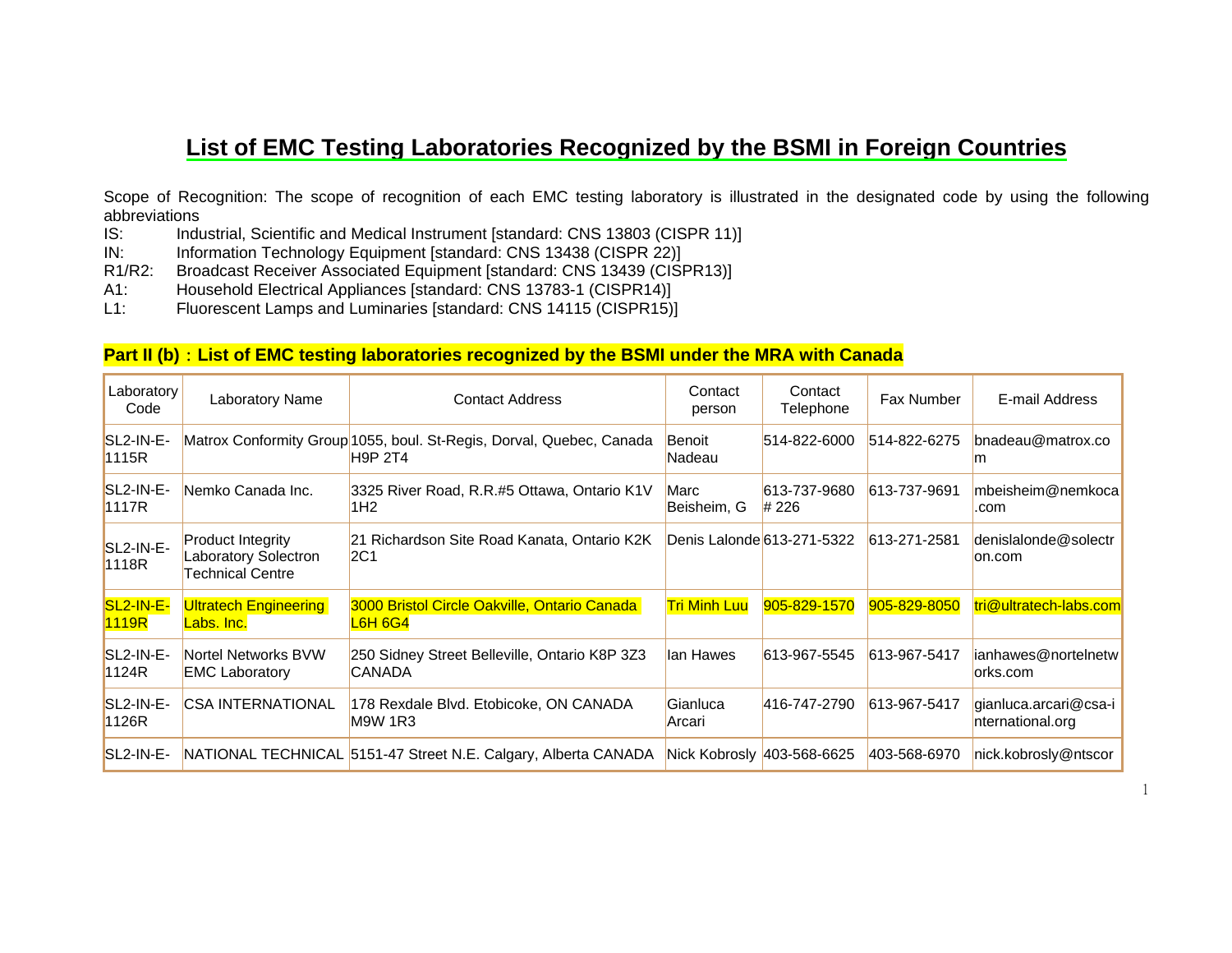# List of EMC Testing Laboratories Recognized by the BSMI in Foreign Countries

Scope of Recognition: The scope of recognition of each EMC testing laboratory is illustrated in the designated code by using the following abbreviations

IS: Industrial, Scientific and Medical Instrument [standard: CNS 13803 (CISPR 11)]
IN: Information Technology Equipment [standard: CNS 13438 (CISPR 22)]
R1/R2: Broadcast Receiver Associated Equipment [standard: CNS 13439 (CISPR13)]
A1: Household Electrical Appliances [standard: CNS 13783-1 (CISPR14)]
L1: Fluorescent Lamps and Luminaries [standard: CNS 14115 (CISPR15)]

## Part II (b) : List of EMC testing laboratories recognized by the BSMI under the MRA with Canada

| Laboratory Code | Laboratory Name | Contact Address | Contact person | Contact Telephone | Fax Number | E-mail Address |
|---|---|---|---|---|---|---|
| SL2-IN-E-1115R | Matrox Conformity Group | 1055, boul. St-Regis, Dorval, Quebec, Canada H9P 2T4 | Benoit Nadeau | 514-822-6000 | 514-822-6275 | bnadeau@matrox.com |
| SL2-IN-E-1117R | Nemko Canada Inc. | 3325 River Road, R.R.#5 Ottawa, Ontario K1V 1H2 | Marc Beisheim, G | 613-737-9680 # 226 | 613-737-9691 | mbeisheim@nemkoca.com |
| SL2-IN-E-1118R | Product Integrity Laboratory Solectron Technical Centre | 21 Richardson Site Road Kanata, Ontario K2K 2C1 | Denis Lalonde | 613-271-5322 | 613-271-2581 | denislalonde@solectron.com |
| SL2-IN-E-1119R | Ultratech Engineering Labs. Inc. | 3000 Bristol Circle Oakville, Ontario Canada L6H 6G4 | Tri Minh Luu | 905-829-1570 | 905-829-8050 | tri@ultratech-labs.com |
| SL2-IN-E-1124R | Nortel Networks BVW EMC Laboratory | 250 Sidney Street Belleville, Ontario K8P 3Z3 CANADA | Ian Hawes | 613-967-5545 | 613-967-5417 | ianhawes@nortelnetworks.com |
| SL2-IN-E-1126R | CSA INTERNATIONAL | 178 Rexdale Blvd. Etobicoke, ON CANADA M9W 1R3 | Gianluca Arcari | 416-747-2790 | 613-967-5417 | gianluca.arcari@csa-international.org |
| SL2-IN-E- | NATIONAL TECHNICAL | 5151-47 Street N.E. Calgary, Alberta CANADA | Nick Kobrosly | 403-568-6625 | 403-568-6970 | nick.kobrosly@ntscor |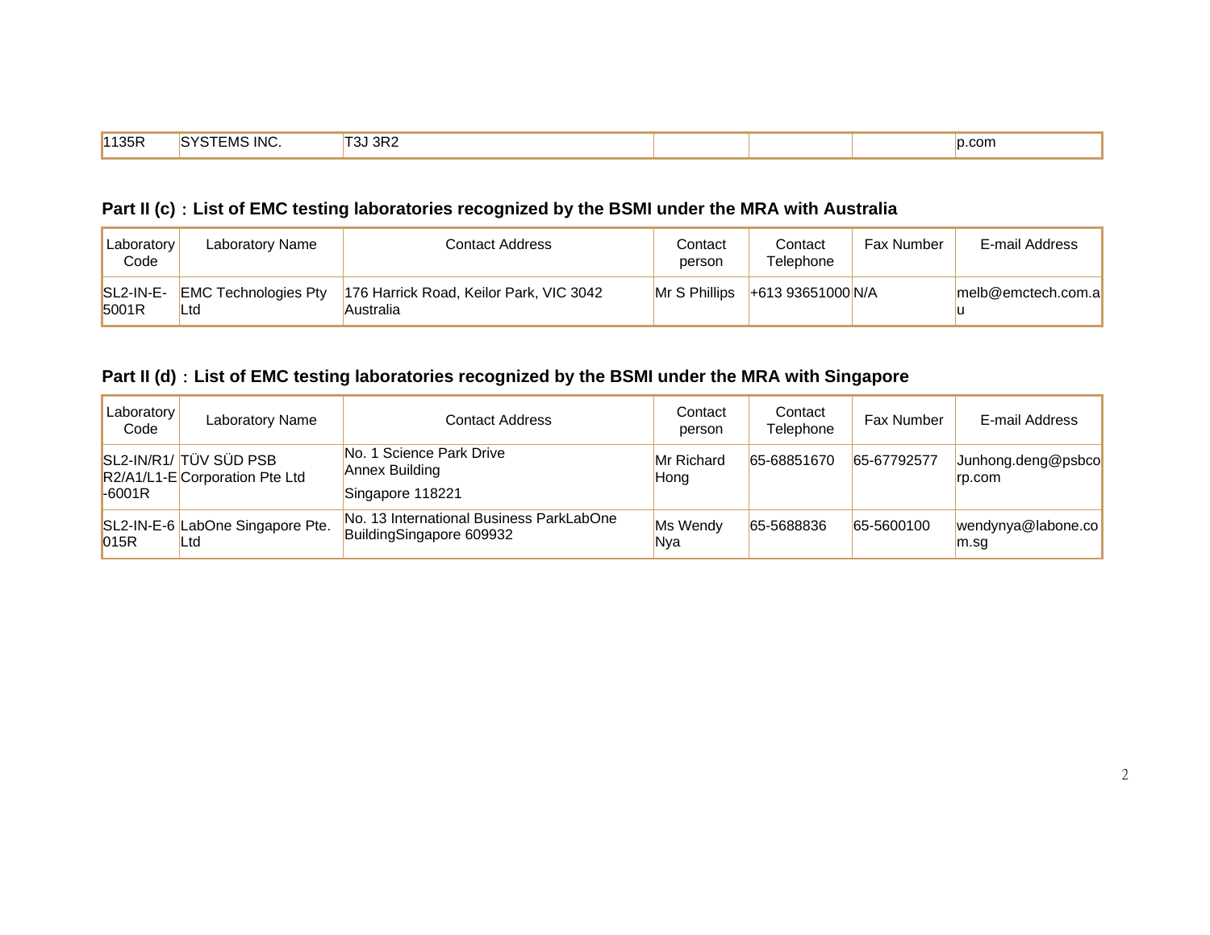| | | | | | | |
|---|---|---|---|---|---|---|
| 1135R | SYSTEMS INC. | T3J 3R2 | | | | p.com |

## Part II (c)：List of EMC testing laboratories recognized by the BSMI under the MRA with Australia

| Laboratory Code | Laboratory Name | Contact Address | Contact person | Contact Telephone | Fax Number | E-mail Address |
|---|---|---|---|---|---|---|
| SL2-IN-E-5001R | EMC Technologies Pty Ltd | 176 Harrick Road, Keilor Park, VIC 3042 Australia | Mr S Phillips | +613 93651000 | N/A | melb@emctech.com.au |

## Part II (d)：List of EMC testing laboratories recognized by the BSMI under the MRA with Singapore

| Laboratory Code | Laboratory Name | Contact Address | Contact person | Contact Telephone | Fax Number | E-mail Address |
|---|---|---|---|---|---|---|
| SL2-IN/R1/R2/A1/L1-E-6001R | TÜV SÜD PSB Corporation Pte Ltd | No. 1 Science Park Drive Annex Building Singapore 118221 | Mr Richard Hong | 65-68851670 | 65-67792577 | Junhong.deng@psbcorp.com |
| SL2-IN-E-6015R | LabOne Singapore Pte. Ltd | No. 13 International Business ParkLabOne BuildingSingapore 609932 | Ms Wendy Nya | 65-5688836 | 65-5600100 | wendynya@labone.com.sg |